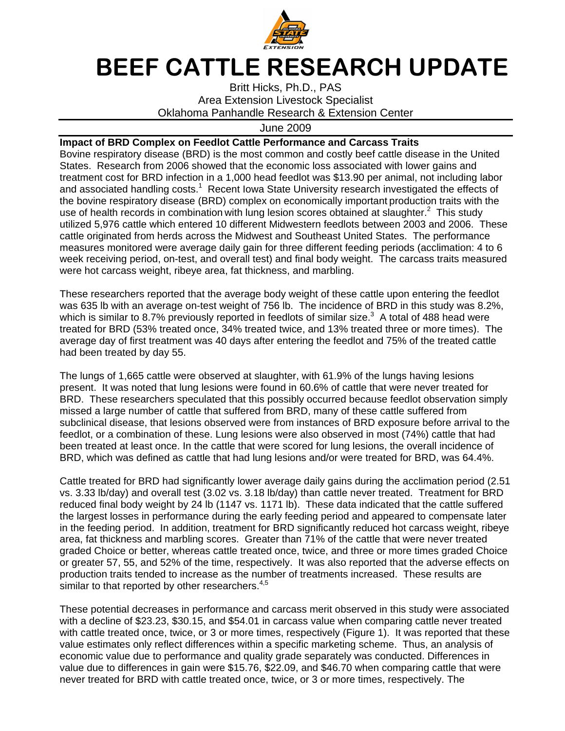# BEEF CATTLE RESEARCH UPDATE

Britt Hicks, Ph.D., PAS
Area Extension Livestock Specialist
Oklahoma Panhandle Research & Extension Center

June 2009

**Impact of BRD Complex on Feedlot Cattle Performance and Carcass Traits**

Bovine respiratory disease (BRD) is the most common and costly beef cattle disease in the United States. Research from 2006 showed that the economic loss associated with lower gains and treatment cost for BRD infection in a 1,000 head feedlot was $13.90 per animal, not including labor and associated handling costs.[1] Recent Iowa State University research investigated the effects of the bovine respiratory disease (BRD) complex on economically important production traits with the use of health records in combination with lung lesion scores obtained at slaughter.[2] This study utilized 5,976 cattle which entered 10 different Midwestern feedlots between 2003 and 2006. These cattle originated from herds across the Midwest and Southeast United States. The performance measures monitored were average daily gain for three different feeding periods (acclimation: 4 to 6 week receiving period, on-test, and overall test) and final body weight. The carcass traits measured were hot carcass weight, ribeye area, fat thickness, and marbling.

These researchers reported that the average body weight of these cattle upon entering the feedlot was 635 lb with an average on-test weight of 756 lb. The incidence of BRD in this study was 8.2%, which is similar to 8.7% previously reported in feedlots of similar size.[3] A total of 488 head were treated for BRD (53% treated once, 34% treated twice, and 13% treated three or more times). The average day of first treatment was 40 days after entering the feedlot and 75% of the treated cattle had been treated by day 55.

The lungs of 1,665 cattle were observed at slaughter, with 61.9% of the lungs having lesions present. It was noted that lung lesions were found in 60.6% of cattle that were never treated for BRD. These researchers speculated that this possibly occurred because feedlot observation simply missed a large number of cattle that suffered from BRD, many of these cattle suffered from subclinical disease, that lesions observed were from instances of BRD exposure before arrival to the feedlot, or a combination of these. Lung lesions were also observed in most (74%) cattle that had been treated at least once. In the cattle that were scored for lung lesions, the overall incidence of BRD, which was defined as cattle that had lung lesions and/or were treated for BRD, was 64.4%.

Cattle treated for BRD had significantly lower average daily gains during the acclimation period (2.51 vs. 3.33 lb/day) and overall test (3.02 vs. 3.18 lb/day) than cattle never treated. Treatment for BRD reduced final body weight by 24 lb (1147 vs. 1171 lb). These data indicated that the cattle suffered the largest losses in performance during the early feeding period and appeared to compensate later in the feeding period. In addition, treatment for BRD significantly reduced hot carcass weight, ribeye area, fat thickness and marbling scores. Greater than 71% of the cattle that were never treated graded Choice or better, whereas cattle treated once, twice, and three or more times graded Choice or greater 57, 55, and 52% of the time, respectively. It was also reported that the adverse effects on production traits tended to increase as the number of treatments increased. These results are similar to that reported by other researchers.[4,5]

These potential decreases in performance and carcass merit observed in this study were associated with a decline of $23.23, $30.15, and $54.01 in carcass value when comparing cattle never treated with cattle treated once, twice, or 3 or more times, respectively (Figure 1). It was reported that these value estimates only reflect differences within a specific marketing scheme. Thus, an analysis of economic value due to performance and quality grade separately was conducted. Differences in value due to differences in gain were $15.76, $22.09, and $46.70 when comparing cattle that were never treated for BRD with cattle treated once, twice, or 3 or more times, respectively. The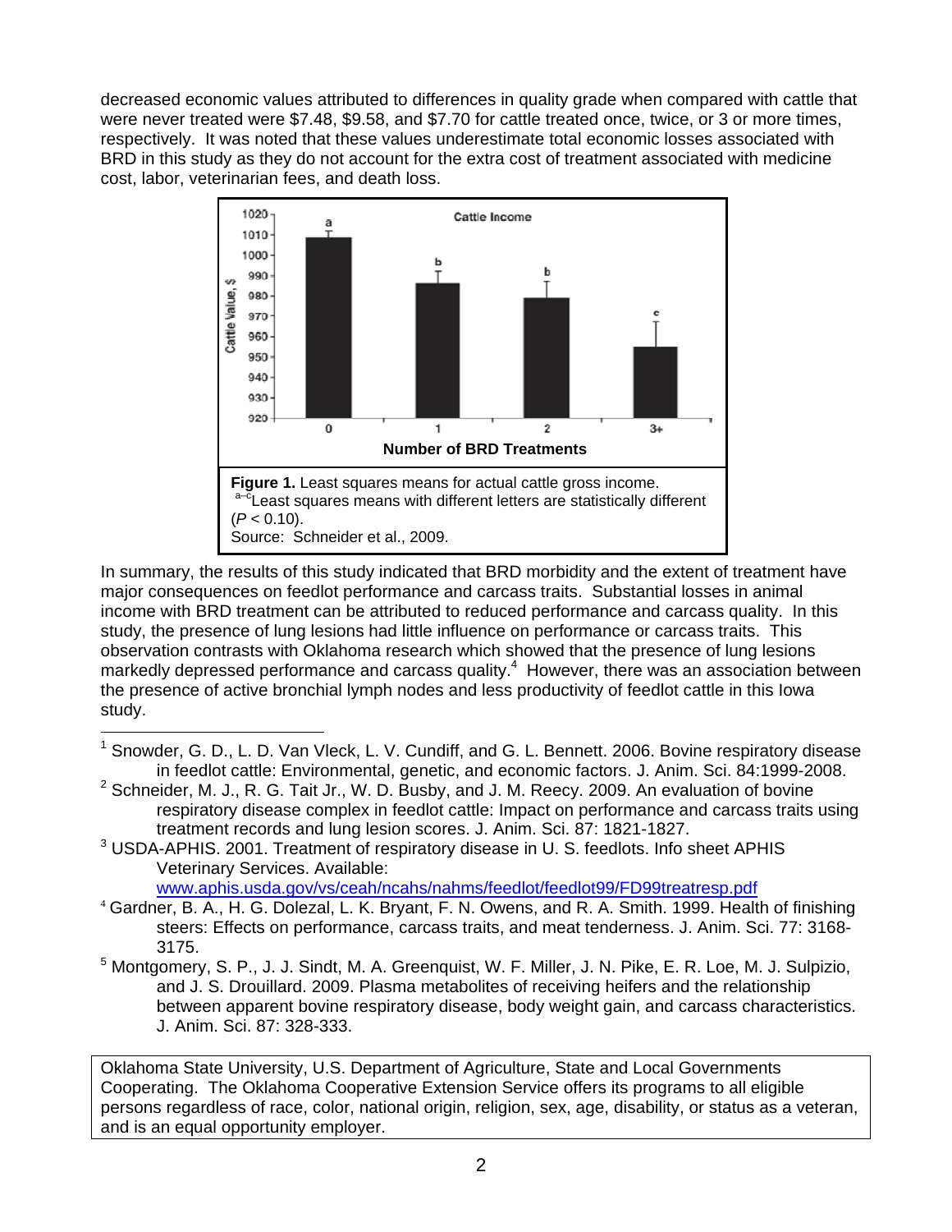decreased economic values attributed to differences in quality grade when compared with cattle that were never treated were $7.48, $9.58, and $7.70 for cattle treated once, twice, or 3 or more times, respectively. It was noted that these values underestimate total economic losses associated with BRD in this study as they do not account for the extra cost of treatment associated with medicine cost, labor, veterinarian fees, and death loss.

Cattle Income

Cattle Value, $

1020
1010
1000
990
980
970
960
950
940
930
920

a
b
b
c

0
1
2
3+

Number of BRD Treatments

**Figure 1.** Least squares means for actual cattle gross income.
[a–c]Least squares means with different letters are statistically different ($P < 0.10$).
Source: Schneider et al., 2009.

In summary, the results of this study indicated that BRD morbidity and the extent of treatment have major consequences on feedlot performance and carcass traits. Substantial losses in animal income with BRD treatment can be attributed to reduced performance and carcass quality. In this study, the presence of lung lesions had little influence on performance or carcass traits. This observation contrasts with Oklahoma research which showed that the presence of lung lesions markedly depressed performance and carcass quality.[4] However, there was an association between the presence of active bronchial lymph nodes and less productivity of feedlot cattle in this Iowa study.

---

[1] Snowder, G. D., L. D. Van Vleck, L. V. Cundiff, and G. L. Bennett. 2006. Bovine respiratory disease in feedlot cattle: Environmental, genetic, and economic factors. J. Anim. Sci. 84:1999-2008.

[2] Schneider, M. J., R. G. Tait Jr., W. D. Busby, and J. M. Reecy. 2009. An evaluation of bovine respiratory disease complex in feedlot cattle: Impact on performance and carcass traits using treatment records and lung lesion scores. J. Anim. Sci. 87: 1821-1827.

[3] USDA-APHIS. 2001. Treatment of respiratory disease in U. S. feedlots. Info sheet APHIS Veterinary Services. Available: www.aphis.usda.gov/vs/ceah/ncahs/nahms/feedlot/feedlot99/FD99treatresp.pdf

[4] Gardner, B. A., H. G. Dolezal, L. K. Bryant, F. N. Owens, and R. A. Smith. 1999. Health of finishing steers: Effects on performance, carcass traits, and meat tenderness. J. Anim. Sci. 77: 3168-3175.

[5] Montgomery, S. P., J. J. Sindt, M. A. Greenquist, W. F. Miller, J. N. Pike, E. R. Loe, M. J. Sulpizio, and J. S. Drouillard. 2009. Plasma metabolites of receiving heifers and the relationship between apparent bovine respiratory disease, body weight gain, and carcass characteristics. J. Anim. Sci. 87: 328-333.

Oklahoma State University, U.S. Department of Agriculture, State and Local Governments Cooperating. The Oklahoma Cooperative Extension Service offers its programs to all eligible persons regardless of race, color, national origin, religion, sex, age, disability, or status as a veteran, and is an equal opportunity employer.